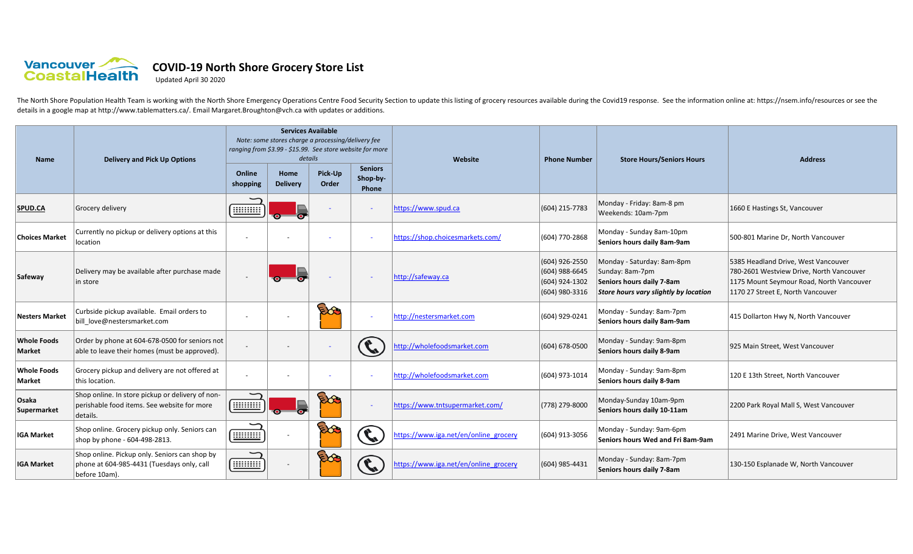Vancouver CoastalHealth

# COVID-19 North Shore Grocery Store List

Updated April 30 2020

The North Shore Population Health Team is working with the North Shore Emergency Operations Centre Food Security Section to update this listing of grocery resources available during the Covid19 response. See the information online at: https://nsem.info/resources or see the details in a google map at http://www.tablematters.ca/. Email Margaret.Broughton@vch.ca with updates or additions.

| Name | Delivery and Pick Up Options | Services Available *Note: some stores charge a processing/delivery fee ranging from $3.99 - $15.99. See store website for more details* | | | | Website | Phone Number | Store Hours/Seniors Hours | Address |
|---|---|---|---|---|---|---|---|---|---|
| | | Online shopping | Home Delivery | Pick-Up Order | Seniors Shop-by-Phone | | | | |
| **SPUD.CA** | Grocery delivery | ✓ | ✓ | - | - | https://www.spud.ca | (604) 215-7783 | Monday - Friday: 8am-8 pm<br>Weekends: 10am-7pm | 1660 E Hastings St, Vancouver |
| **Choices Market** | Currently no pickup or delivery options at this location | - | - | - | - | https://shop.choicesmarkets.com/ | (604) 770-2868 | Monday - Sunday 8am-10pm<br>**Seniors hours daily 8am-9am** | 500-801 Marine Dr, North Vancouver |
| **Safeway** | Delivery may be available after purchase made in store | - | ✓ | - | - | http://safeway.ca | (604) 926-2550<br>(604) 988-6645<br>(604) 924-1302<br>(604) 980-3316 | Monday - Saturday: 8am-8pm<br>Sunday: 8am-7pm<br>**Seniors hours daily 7-8am**<br>***Store hours vary slightly by location*** | 5385 Headland Drive, West Vancouver<br>780-2601 Westview Drive, North Vancouver<br>1175 Mount Seymour Road, North Vancouver<br>1170 27 Street E, North Vancouver |
| **Nesters Market** | Curbside pickup available. Email orders to bill_love@nestersmarket.com | - | - | ✓ | - | http://nestersmarket.com | (604) 929-0241 | Monday - Sunday: 8am-7pm<br>**Seniors hours daily 8am-9am** | 415 Dollarton Hwy N, North Vancouver |
| **Whole Foods Market** | Order by phone at 604-678-0500 for seniors not able to leave their homes (must be approved). | - | - | - | ✓ | http://wholefoodsmarket.com | (604) 678-0500 | Monday - Sunday: 9am-8pm<br>**Seniors hours daily 8-9am** | 925 Main Street, West Vancouver |
| **Whole Foods Market** | Grocery pickup and delivery are not offered at this location. | - | - | - | - | http://wholefoodsmarket.com | (604) 973-1014 | Monday - Sunday: 9am-8pm<br>**Seniors hours daily 8-9am** | 120 E 13th Street, North Vancouver |
| **Osaka Supermarket** | Shop online. In store pickup or delivery of non-perishable food items. See website for more details. | ✓ | ✓ | ✓ | - | https://www.tntsupermarket.com/ | (778) 279-8000 | Monday-Sunday 10am-9pm<br>**Seniors hours daily 10-11am** | 2200 Park Royal Mall S, West Vancouver |
| **IGA Market** | Shop online. Grocery pickup only. Seniors can shop by phone - 604-498-2813. | ✓ | - | ✓ | ✓ | https://www.iga.net/en/online_grocery | (604) 913-3056 | Monday - Sunday: 9am-6pm<br>**Seniors hours Wed and Fri 8am-9am** | 2491 Marine Drive, West Vancouver |
| **IGA Market** | Shop online. Pickup only. Seniors can shop by phone at 604-985-4431 (Tuesdays only, call before 10am). | ✓ | - | ✓ | ✓ | https://www.iga.net/en/online_grocery | (604) 985-4431 | Monday - Sunday: 8am-7pm<br>**Seniors hours daily 7-8am** | 130-150 Esplanade W, North Vancouver |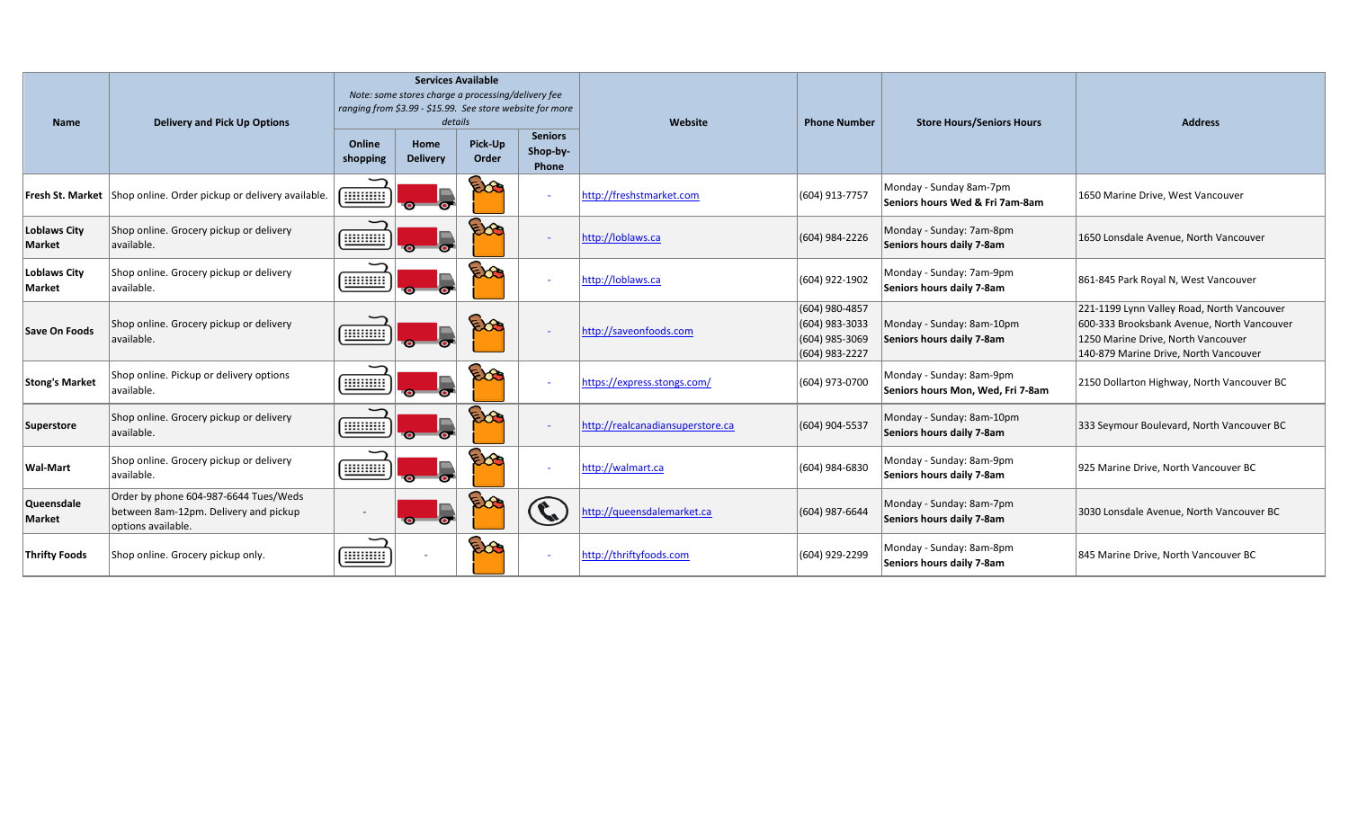| Name | Delivery and Pick Up Options | **Services Available** *Note: some stores charge a processing/delivery fee ranging from $3.99 - $15.99. See store website for more details* | | | | Website | Phone Number | Store Hours/Seniors Hours | Address |
|---|---|---|---|---|---|---|---|---|---|
| | | **Online shopping** | **Home Delivery** | **Pick-Up Order** | **Seniors Shop-by-Phone** | | | | |
| **Fresh St. Market** | Shop online. Order pickup or delivery available. | ✓ | ✓ | ✓ | - | http://freshstmarket.com | (604) 913-7757 | Monday - Sunday 8am-7pm **Seniors hours Wed & Fri 7am-8am** | 1650 Marine Drive, West Vancouver |
| **Loblaws City Market** | Shop online. Grocery pickup or delivery available. | ✓ | ✓ | ✓ | - | http://loblaws.ca | (604) 984-2226 | Monday - Sunday: 7am-8pm **Seniors hours daily 7-8am** | 1650 Lonsdale Avenue, North Vancouver |
| **Loblaws City Market** | Shop online. Grocery pickup or delivery available. | ✓ | ✓ | ✓ | - | http://loblaws.ca | (604) 922-1902 | Monday - Sunday: 7am-9pm **Seniors hours daily 7-8am** | 861-845 Park Royal N, West Vancouver |
| **Save On Foods** | Shop online. Grocery pickup or delivery available. | ✓ | ✓ | ✓ | - | http://saveonfoods.com | (604) 980-4857 (604) 983-3033 (604) 985-3069 (604) 983-2227 | Monday - Sunday: 8am-10pm **Seniors hours daily 7-8am** | 221-1199 Lynn Valley Road, North Vancouver 600-333 Brooksbank Avenue, North Vancouver 1250 Marine Drive, North Vancouver 140-879 Marine Drive, North Vancouver |
| **Stong's Market** | Shop online. Pickup or delivery options available. | ✓ | ✓ | ✓ | - | https://express.stongs.com/ | (604) 973-0700 | Monday - Sunday: 8am-9pm **Seniors hours Mon, Wed, Fri 7-8am** | 2150 Dollarton Highway, North Vancouver BC |
| **Superstore** | Shop online. Grocery pickup or delivery available. | ✓ | ✓ | ✓ | - | http://realcanadiansuperstore.ca | (604) 904-5537 | Monday - Sunday: 8am-10pm **Seniors hours daily 7-8am** | 333 Seymour Boulevard, North Vancouver BC |
| **Wal-Mart** | Shop online. Grocery pickup or delivery available. | ✓ | ✓ | ✓ | - | http://walmart.ca | (604) 984-6830 | Monday - Sunday: 8am-9pm **Seniors hours daily 7-8am** | 925 Marine Drive, North Vancouver BC |
| **Queensdale Market** | Order by phone 604-987-6644 Tues/Weds between 8am-12pm. Delivery and pickup options available. | - | ✓ | ✓ | ✓ | http://queensdalemarket.ca | (604) 987-6644 | Monday - Sunday: 8am-7pm **Seniors hours daily 7-8am** | 3030 Lonsdale Avenue, North Vancouver BC |
| **Thrifty Foods** | Shop online. Grocery pickup only. | ✓ | - | ✓ | - | http://thriftyfoods.com | (604) 929-2299 | Monday - Sunday: 8am-8pm **Seniors hours daily 7-8am** | 845 Marine Drive, North Vancouver BC |